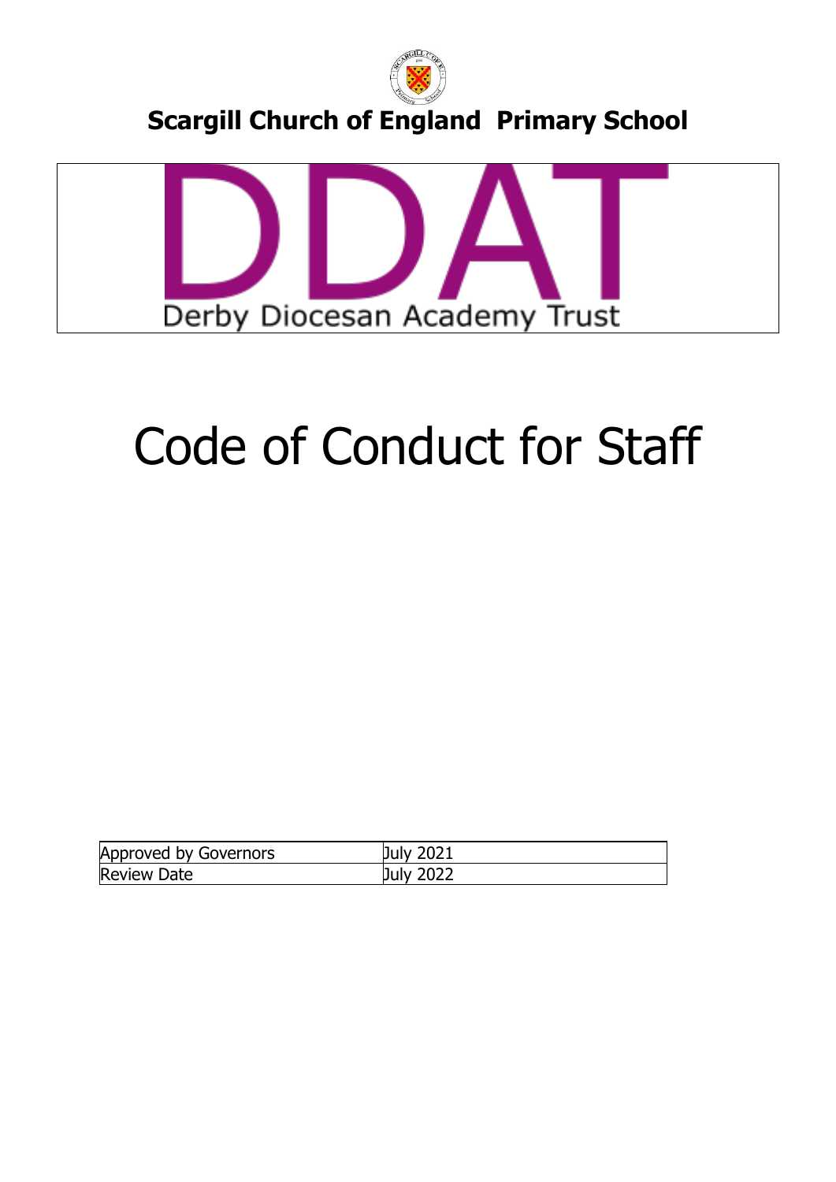# Scargill Church of England Primary School

DDAT

Derby Diocesan Academy Trust

# Code of Conduct for Staff

| Approved by Governors | July 2021 |
| --- | --- |
| Review Date | July 2022 |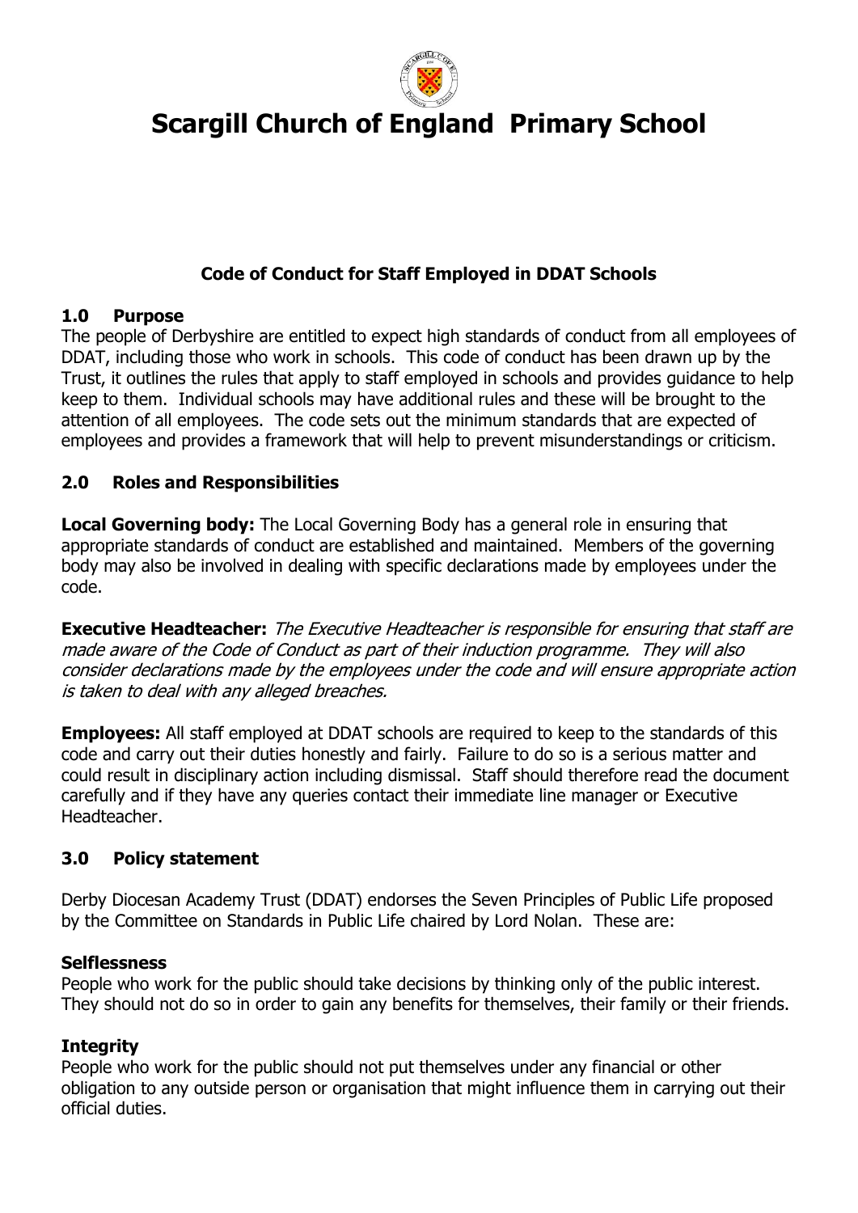# Scargill Church of England Primary School

### Code of Conduct for Staff Employed in DDAT Schools

## 1.0 Purpose

The people of Derbyshire are entitled to expect high standards of conduct from all employees of DDAT, including those who work in schools. This code of conduct has been drawn up by the Trust, it outlines the rules that apply to staff employed in schools and provides guidance to help keep to them. Individual schools may have additional rules and these will be brought to the attention of all employees. The code sets out the minimum standards that are expected of employees and provides a framework that will help to prevent misunderstandings or criticism.

## 2.0 Roles and Responsibilities

**Local Governing body:** The Local Governing Body has a general role in ensuring that appropriate standards of conduct are established and maintained. Members of the governing body may also be involved in dealing with specific declarations made by employees under the code.

**Executive Headteacher:** *The Executive Headteacher is responsible for ensuring that staff are made aware of the Code of Conduct as part of their induction programme. They will also consider declarations made by the employees under the code and will ensure appropriate action is taken to deal with any alleged breaches.*

**Employees:** All staff employed at DDAT schools are required to keep to the standards of this code and carry out their duties honestly and fairly. Failure to do so is a serious matter and could result in disciplinary action including dismissal. Staff should therefore read the document carefully and if they have any queries contact their immediate line manager or Executive Headteacher.

## 3.0 Policy statement

Derby Diocesan Academy Trust (DDAT) endorses the Seven Principles of Public Life proposed by the Committee on Standards in Public Life chaired by Lord Nolan. These are:

### Selflessness

People who work for the public should take decisions by thinking only of the public interest. They should not do so in order to gain any benefits for themselves, their family or their friends.

### Integrity

People who work for the public should not put themselves under any financial or other obligation to any outside person or organisation that might influence them in carrying out their official duties.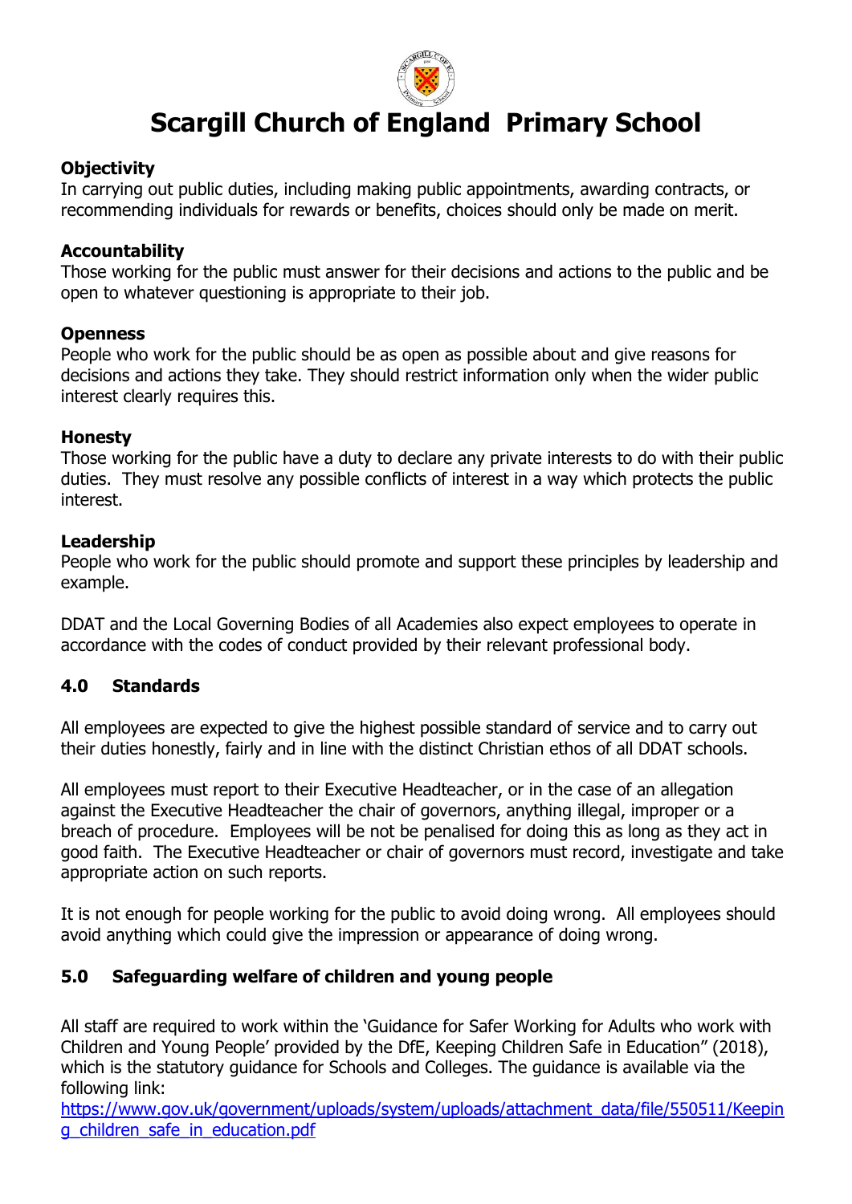**Objectivity**
In carrying out public duties, including making public appointments, awarding contracts, or recommending individuals for rewards or benefits, choices should only be made on merit.

**Accountability**
Those working for the public must answer for their decisions and actions to the public and be open to whatever questioning is appropriate to their job.

**Openness**
People who work for the public should be as open as possible about and give reasons for decisions and actions they take. They should restrict information only when the wider public interest clearly requires this.

**Honesty**
Those working for the public have a duty to declare any private interests to do with their public duties. They must resolve any possible conflicts of interest in a way which protects the public interest.

**Leadership**
People who work for the public should promote and support these principles by leadership and example.

DDAT and the Local Governing Bodies of all Academies also expect employees to operate in accordance with the codes of conduct provided by their relevant professional body.

## 4.0 Standards

All employees are expected to give the highest possible standard of service and to carry out their duties honestly, fairly and in line with the distinct Christian ethos of all DDAT schools.

All employees must report to their Executive Headteacher, or in the case of an allegation against the Executive Headteacher the chair of governors, anything illegal, improper or a breach of procedure. Employees will be not be penalised for doing this as long as they act in good faith. The Executive Headteacher or chair of governors must record, investigate and take appropriate action on such reports.

It is not enough for people working for the public to avoid doing wrong. All employees should avoid anything which could give the impression or appearance of doing wrong.

## 5.0 Safeguarding welfare of children and young people

All staff are required to work within the 'Guidance for Safer Working for Adults who work with Children and Young People' provided by the DfE, Keeping Children Safe in Education" (2018), which is the statutory guidance for Schools and Colleges. The guidance is available via the following link:
https://www.gov.uk/government/uploads/system/uploads/attachment_data/file/550511/Keeping_children_safe_in_education.pdf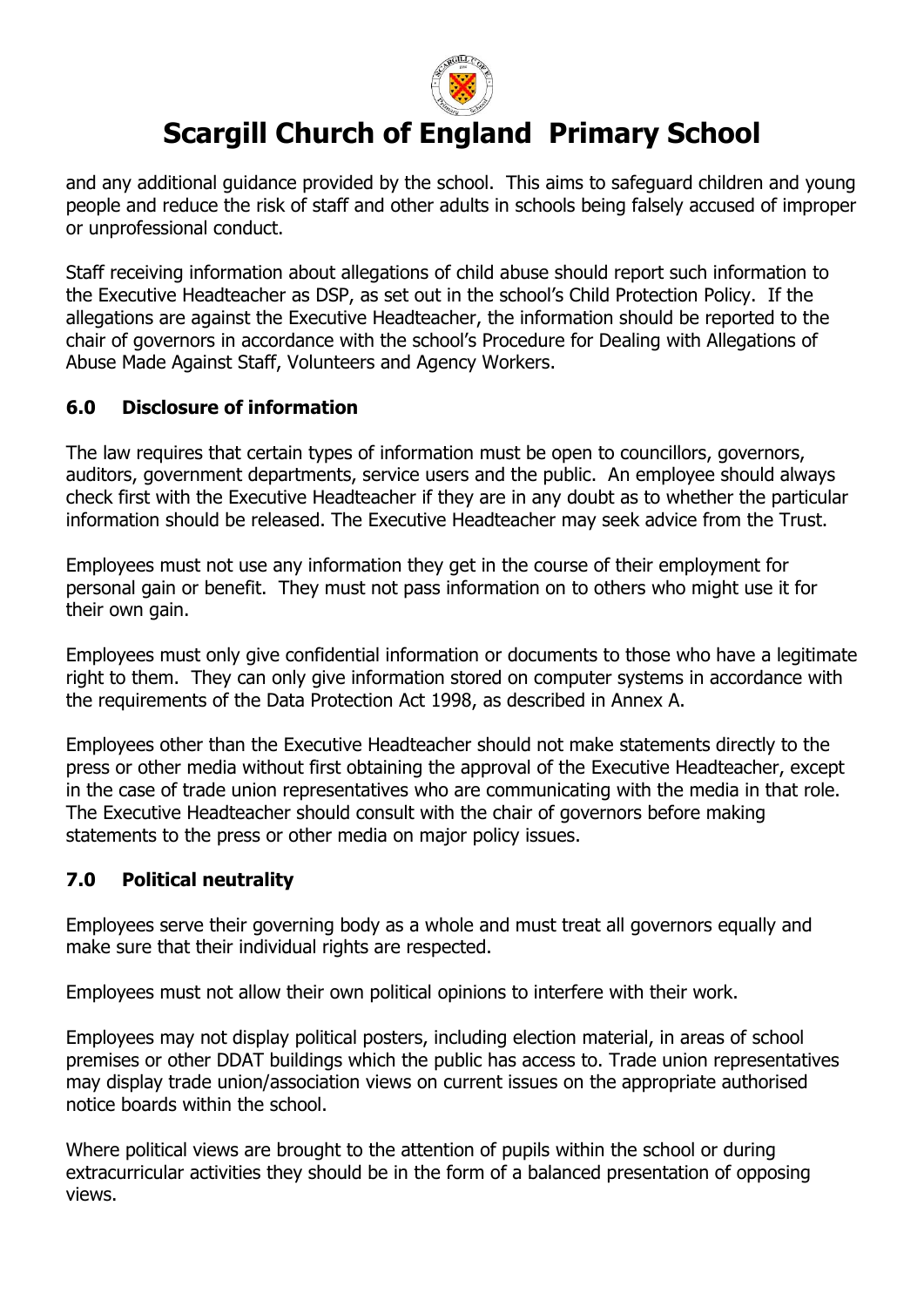and any additional guidance provided by the school. This aims to safeguard children and young people and reduce the risk of staff and other adults in schools being falsely accused of improper or unprofessional conduct.

Staff receiving information about allegations of child abuse should report such information to the Executive Headteacher as DSP, as set out in the school's Child Protection Policy. If the allegations are against the Executive Headteacher, the information should be reported to the chair of governors in accordance with the school's Procedure for Dealing with Allegations of Abuse Made Against Staff, Volunteers and Agency Workers.

## 6.0 Disclosure of information

The law requires that certain types of information must be open to councillors, governors, auditors, government departments, service users and the public. An employee should always check first with the Executive Headteacher if they are in any doubt as to whether the particular information should be released. The Executive Headteacher may seek advice from the Trust.

Employees must not use any information they get in the course of their employment for personal gain or benefit. They must not pass information on to others who might use it for their own gain.

Employees must only give confidential information or documents to those who have a legitimate right to them. They can only give information stored on computer systems in accordance with the requirements of the Data Protection Act 1998, as described in Annex A.

Employees other than the Executive Headteacher should not make statements directly to the press or other media without first obtaining the approval of the Executive Headteacher, except in the case of trade union representatives who are communicating with the media in that role. The Executive Headteacher should consult with the chair of governors before making statements to the press or other media on major policy issues.

## 7.0 Political neutrality

Employees serve their governing body as a whole and must treat all governors equally and make sure that their individual rights are respected.

Employees must not allow their own political opinions to interfere with their work.

Employees may not display political posters, including election material, in areas of school premises or other DDAT buildings which the public has access to. Trade union representatives may display trade union/association views on current issues on the appropriate authorised notice boards within the school.

Where political views are brought to the attention of pupils within the school or during extracurricular activities they should be in the form of a balanced presentation of opposing views.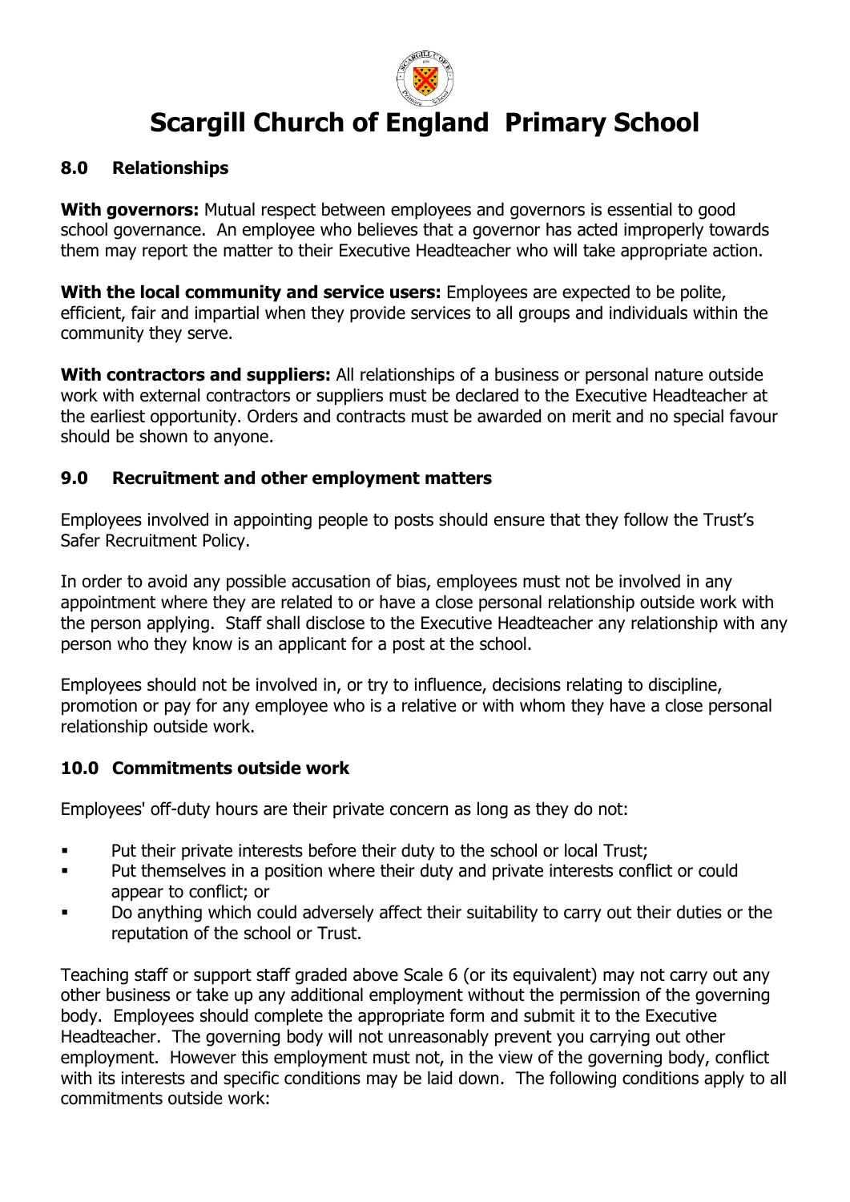## 8.0 Relationships

**With governors:** Mutual respect between employees and governors is essential to good school governance. An employee who believes that a governor has acted improperly towards them may report the matter to their Executive Headteacher who will take appropriate action.

**With the local community and service users:** Employees are expected to be polite, efficient, fair and impartial when they provide services to all groups and individuals within the community they serve.

**With contractors and suppliers:** All relationships of a business or personal nature outside work with external contractors or suppliers must be declared to the Executive Headteacher at the earliest opportunity. Orders and contracts must be awarded on merit and no special favour should be shown to anyone.

## 9.0 Recruitment and other employment matters

Employees involved in appointing people to posts should ensure that they follow the Trust's Safer Recruitment Policy.

In order to avoid any possible accusation of bias, employees must not be involved in any appointment where they are related to or have a close personal relationship outside work with the person applying. Staff shall disclose to the Executive Headteacher any relationship with any person who they know is an applicant for a post at the school.

Employees should not be involved in, or try to influence, decisions relating to discipline, promotion or pay for any employee who is a relative or with whom they have a close personal relationship outside work.

## 10.0 Commitments outside work

Employees' off-duty hours are their private concern as long as they do not:

- Put their private interests before their duty to the school or local Trust;
- Put themselves in a position where their duty and private interests conflict or could appear to conflict; or
- Do anything which could adversely affect their suitability to carry out their duties or the reputation of the school or Trust.

Teaching staff or support staff graded above Scale 6 (or its equivalent) may not carry out any other business or take up any additional employment without the permission of the governing body. Employees should complete the appropriate form and submit it to the Executive Headteacher. The governing body will not unreasonably prevent you carrying out other employment. However this employment must not, in the view of the governing body, conflict with its interests and specific conditions may be laid down. The following conditions apply to all commitments outside work: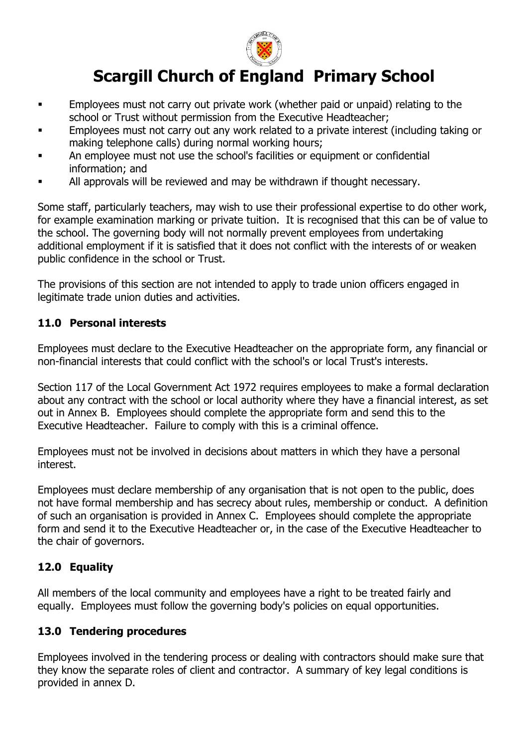- Employees must not carry out private work (whether paid or unpaid) relating to the school or Trust without permission from the Executive Headteacher;
- Employees must not carry out any work related to a private interest (including taking or making telephone calls) during normal working hours;
- An employee must not use the school's facilities or equipment or confidential information; and
- All approvals will be reviewed and may be withdrawn if thought necessary.

Some staff, particularly teachers, may wish to use their professional expertise to do other work, for example examination marking or private tuition. It is recognised that this can be of value to the school. The governing body will not normally prevent employees from undertaking additional employment if it is satisfied that it does not conflict with the interests of or weaken public confidence in the school or Trust.

The provisions of this section are not intended to apply to trade union officers engaged in legitimate trade union duties and activities.

### 11.0 Personal interests

Employees must declare to the Executive Headteacher on the appropriate form, any financial or non-financial interests that could conflict with the school's or local Trust's interests.

Section 117 of the Local Government Act 1972 requires employees to make a formal declaration about any contract with the school or local authority where they have a financial interest, as set out in Annex B. Employees should complete the appropriate form and send this to the Executive Headteacher. Failure to comply with this is a criminal offence.

Employees must not be involved in decisions about matters in which they have a personal interest.

Employees must declare membership of any organisation that is not open to the public, does not have formal membership and has secrecy about rules, membership or conduct. A definition of such an organisation is provided in Annex C. Employees should complete the appropriate form and send it to the Executive Headteacher or, in the case of the Executive Headteacher to the chair of governors.

### 12.0 Equality

All members of the local community and employees have a right to be treated fairly and equally. Employees must follow the governing body's policies on equal opportunities.

### 13.0 Tendering procedures

Employees involved in the tendering process or dealing with contractors should make sure that they know the separate roles of client and contractor. A summary of key legal conditions is provided in annex D.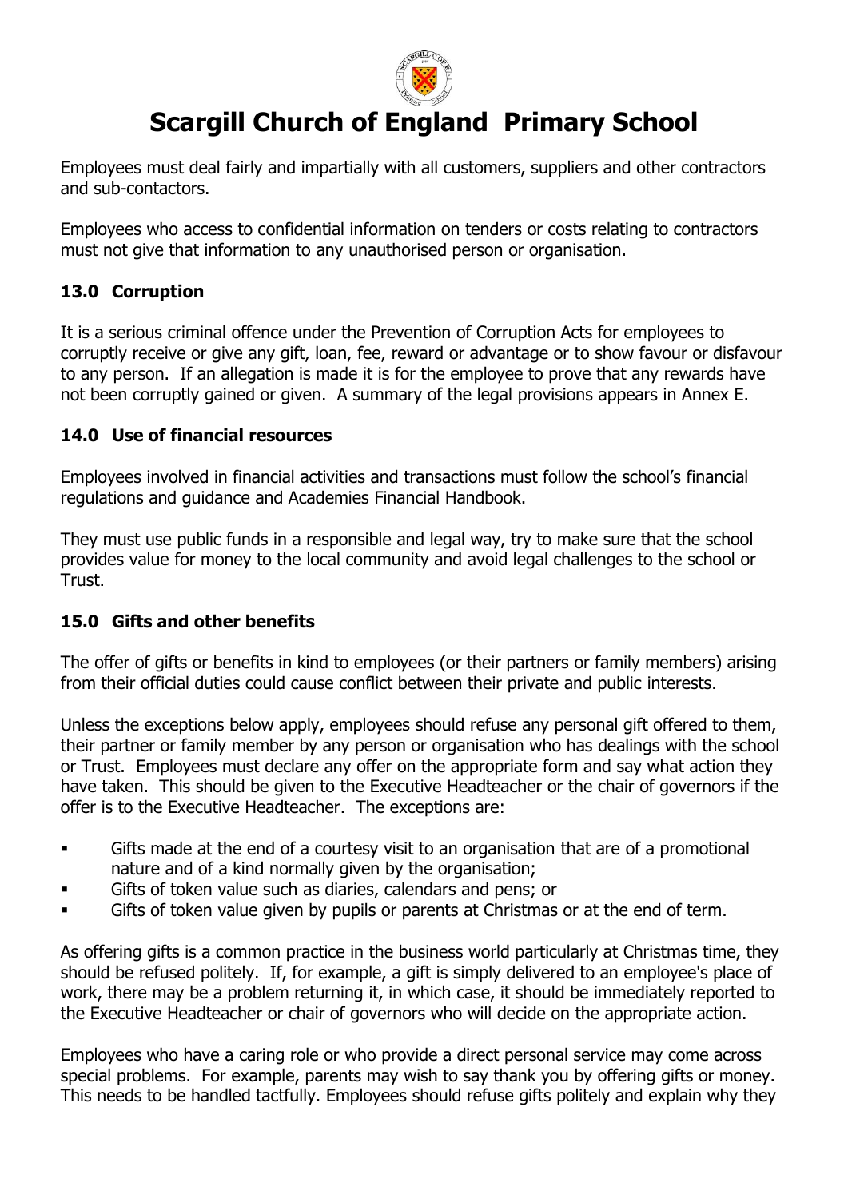Employees must deal fairly and impartially with all customers, suppliers and other contractors and sub-contactors.

Employees who access to confidential information on tenders or costs relating to contractors must not give that information to any unauthorised person or organisation.

### 13.0 Corruption

It is a serious criminal offence under the Prevention of Corruption Acts for employees to corruptly receive or give any gift, loan, fee, reward or advantage or to show favour or disfavour to any person. If an allegation is made it is for the employee to prove that any rewards have not been corruptly gained or given. A summary of the legal provisions appears in Annex E.

### 14.0 Use of financial resources

Employees involved in financial activities and transactions must follow the school's financial regulations and guidance and Academies Financial Handbook.

They must use public funds in a responsible and legal way, try to make sure that the school provides value for money to the local community and avoid legal challenges to the school or Trust.

### 15.0 Gifts and other benefits

The offer of gifts or benefits in kind to employees (or their partners or family members) arising from their official duties could cause conflict between their private and public interests.

Unless the exceptions below apply, employees should refuse any personal gift offered to them, their partner or family member by any person or organisation who has dealings with the school or Trust. Employees must declare any offer on the appropriate form and say what action they have taken. This should be given to the Executive Headteacher or the chair of governors if the offer is to the Executive Headteacher. The exceptions are:

- Gifts made at the end of a courtesy visit to an organisation that are of a promotional nature and of a kind normally given by the organisation;
- Gifts of token value such as diaries, calendars and pens; or
- Gifts of token value given by pupils or parents at Christmas or at the end of term.

As offering gifts is a common practice in the business world particularly at Christmas time, they should be refused politely. If, for example, a gift is simply delivered to an employee's place of work, there may be a problem returning it, in which case, it should be immediately reported to the Executive Headteacher or chair of governors who will decide on the appropriate action.

Employees who have a caring role or who provide a direct personal service may come across special problems. For example, parents may wish to say thank you by offering gifts or money. This needs to be handled tactfully. Employees should refuse gifts politely and explain why they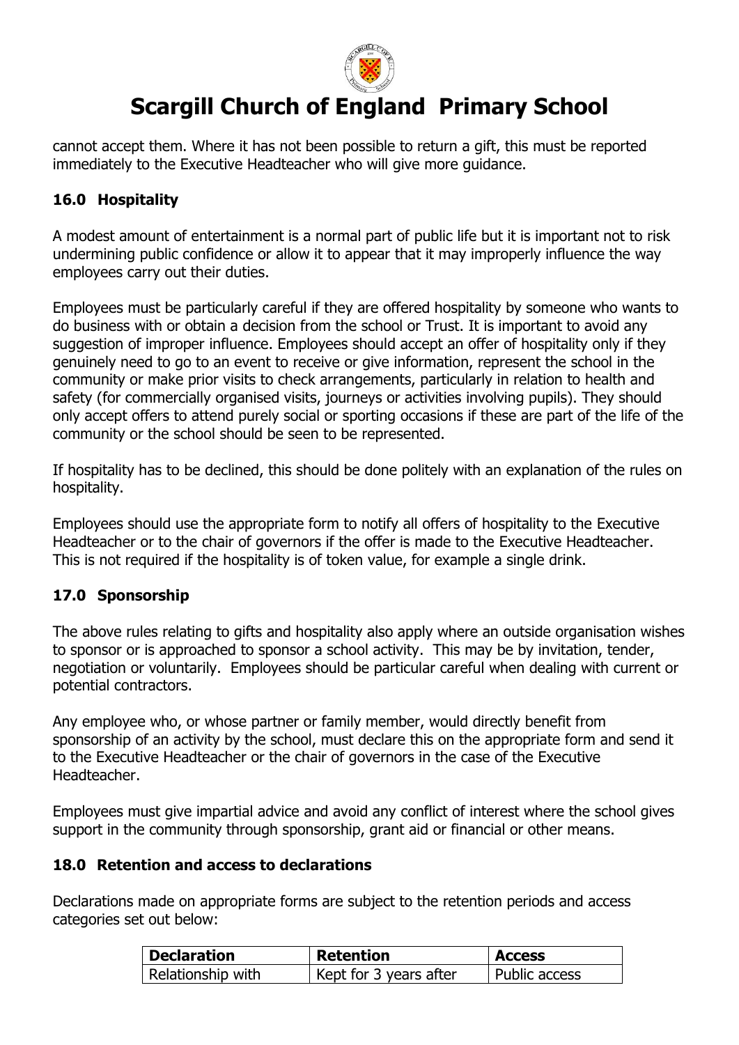cannot accept them. Where it has not been possible to return a gift, this must be reported immediately to the Executive Headteacher who will give more guidance.

## 16.0 Hospitality

A modest amount of entertainment is a normal part of public life but it is important not to risk undermining public confidence or allow it to appear that it may improperly influence the way employees carry out their duties.

Employees must be particularly careful if they are offered hospitality by someone who wants to do business with or obtain a decision from the school or Trust. It is important to avoid any suggestion of improper influence. Employees should accept an offer of hospitality only if they genuinely need to go to an event to receive or give information, represent the school in the community or make prior visits to check arrangements, particularly in relation to health and safety (for commercially organised visits, journeys or activities involving pupils). They should only accept offers to attend purely social or sporting occasions if these are part of the life of the community or the school should be seen to be represented.

If hospitality has to be declined, this should be done politely with an explanation of the rules on hospitality.

Employees should use the appropriate form to notify all offers of hospitality to the Executive Headteacher or to the chair of governors if the offer is made to the Executive Headteacher. This is not required if the hospitality is of token value, for example a single drink.

## 17.0 Sponsorship

The above rules relating to gifts and hospitality also apply where an outside organisation wishes to sponsor or is approached to sponsor a school activity. This may be by invitation, tender, negotiation or voluntarily. Employees should be particular careful when dealing with current or potential contractors.

Any employee who, or whose partner or family member, would directly benefit from sponsorship of an activity by the school, must declare this on the appropriate form and send it to the Executive Headteacher or the chair of governors in the case of the Executive Headteacher.

Employees must give impartial advice and avoid any conflict of interest where the school gives support in the community through sponsorship, grant aid or financial or other means.

## 18.0 Retention and access to declarations

Declarations made on appropriate forms are subject to the retention periods and access categories set out below:

| Declaration | Retention | Access |
|---|---|---|
| Relationship with | Kept for 3 years after | Public access |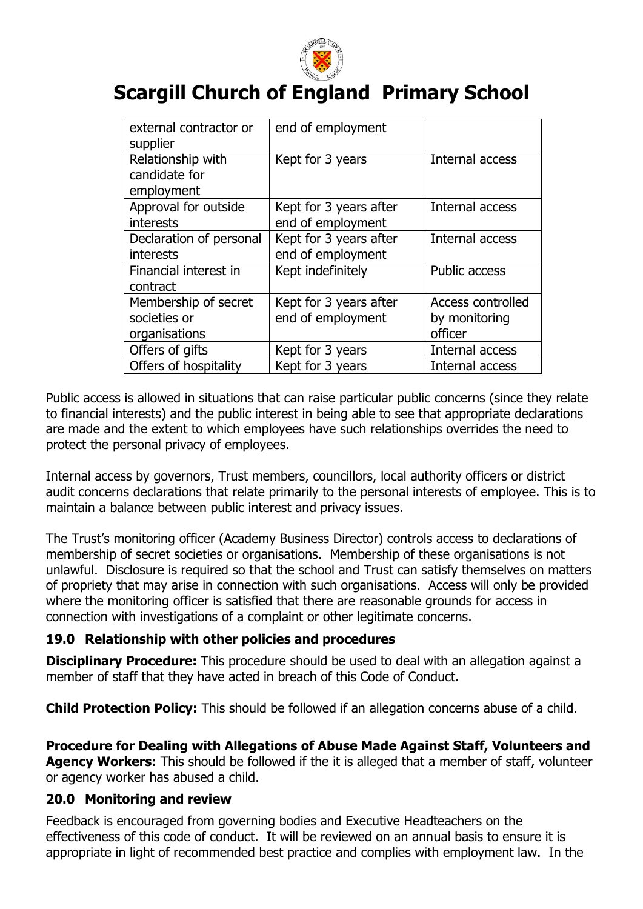| external contractor or supplier | end of employment | |
|---|---|---|
| Relationship with candidate for employment | Kept for 3 years | Internal access |
| Approval for outside interests | Kept for 3 years after end of employment | Internal access |
| Declaration of personal interests | Kept for 3 years after end of employment | Internal access |
| Financial interest in contract | Kept indefinitely | Public access |
| Membership of secret societies or organisations | Kept for 3 years after end of employment | Access controlled by monitoring officer |
| Offers of gifts | Kept for 3 years | Internal access |
| Offers of hospitality | Kept for 3 years | Internal access |

Public access is allowed in situations that can raise particular public concerns (since they relate to financial interests) and the public interest in being able to see that appropriate declarations are made and the extent to which employees have such relationships overrides the need to protect the personal privacy of employees.

Internal access by governors, Trust members, councillors, local authority officers or district audit concerns declarations that relate primarily to the personal interests of employee. This is to maintain a balance between public interest and privacy issues.

The Trust's monitoring officer (Academy Business Director) controls access to declarations of membership of secret societies or organisations. Membership of these organisations is not unlawful. Disclosure is required so that the school and Trust can satisfy themselves on matters of propriety that may arise in connection with such organisations. Access will only be provided where the monitoring officer is satisfied that there are reasonable grounds for access in connection with investigations of a complaint or other legitimate concerns.

## 19.0 Relationship with other policies and procedures

**Disciplinary Procedure:** This procedure should be used to deal with an allegation against a member of staff that they have acted in breach of this Code of Conduct.

**Child Protection Policy:** This should be followed if an allegation concerns abuse of a child.

**Procedure for Dealing with Allegations of Abuse Made Against Staff, Volunteers and Agency Workers:** This should be followed if the it is alleged that a member of staff, volunteer or agency worker has abused a child.

## 20.0 Monitoring and review

Feedback is encouraged from governing bodies and Executive Headteachers on the effectiveness of this code of conduct. It will be reviewed on an annual basis to ensure it is appropriate in light of recommended best practice and complies with employment law. In the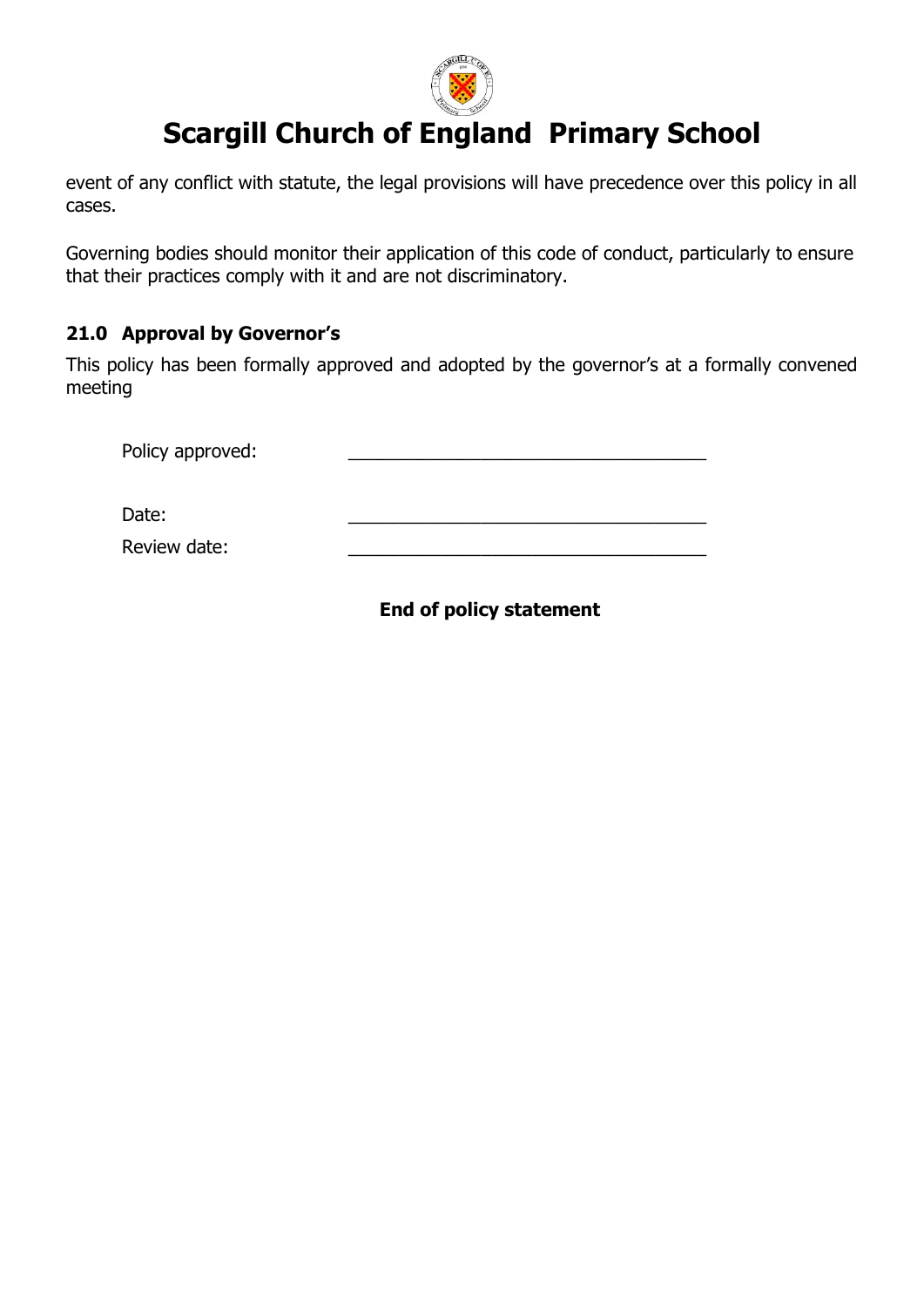event of any conflict with statute, the legal provisions will have precedence over this policy in all cases.

Governing bodies should monitor their application of this code of conduct, particularly to ensure that their practices comply with it and are not discriminatory.

### 21.0 Approval by Governor's

This policy has been formally approved and adopted by the governor's at a formally convened meeting

Policy approved: ___________________________________

Date: ___________________________________

Review date: ___________________________________

**End of policy statement**